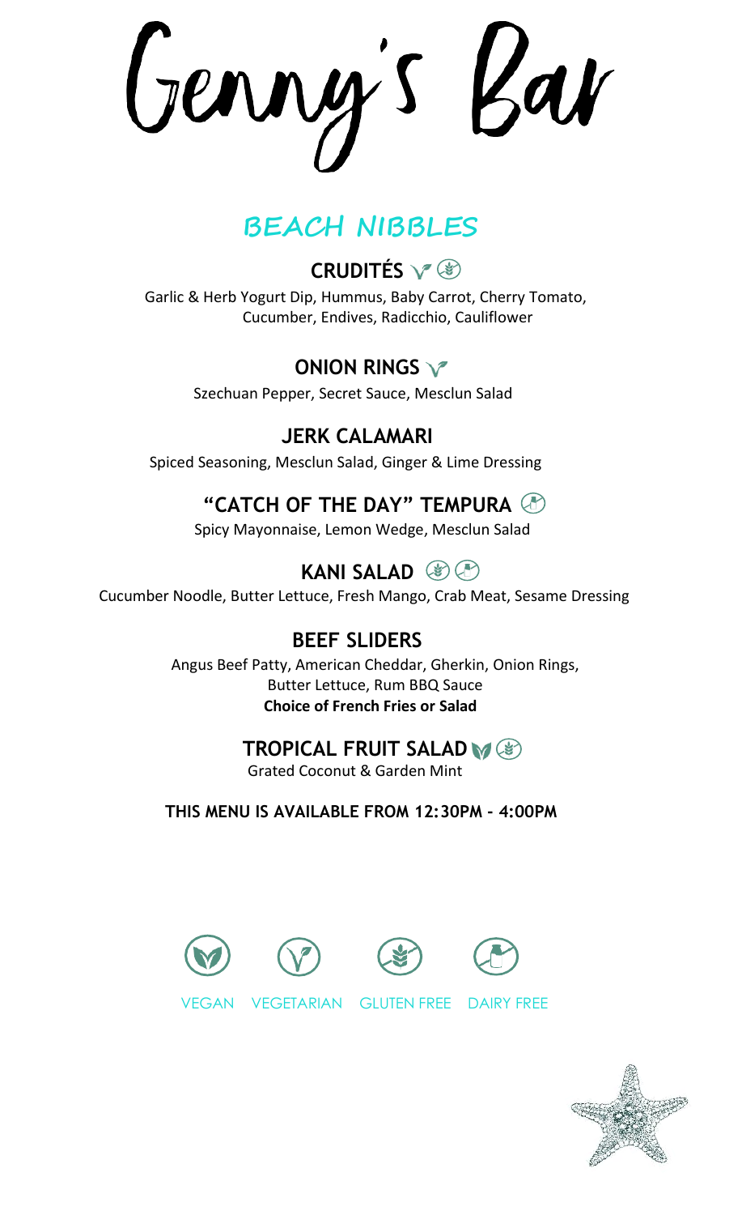# Genny's Bar

## BEACH NIBBLES

### CRUDITÉS (Vegetarian, Gluten Free)

Garlic & Herb Yogurt Dip, Hummus, Baby Carrot, Cherry Tomato, Cucumber, Endives, Radicchio, Cauliflower

### ONION RINGS (Vegetarian)

Szechuan Pepper, Secret Sauce, Mesclun Salad

### JERK CALAMARI

Spiced Seasoning, Mesclun Salad, Ginger & Lime Dressing

### "CATCH OF THE DAY" TEMPURA (Dairy Free)

Spicy Mayonnaise, Lemon Wedge, Mesclun Salad

### KANI SALAD (Gluten Free, Dairy Free)

Cucumber Noodle, Butter Lettuce, Fresh Mango, Crab Meat, Sesame Dressing

### BEEF SLIDERS

Angus Beef Patty, American Cheddar, Gherkin, Onion Rings, Butter Lettuce, Rum BBQ Sauce

**Choice of French Fries or Salad**

### TROPICAL FRUIT SALAD (Vegan, Gluten Free)

Grated Coconut & Garden Mint

**THIS MENU IS AVAILABLE FROM 12:30PM - 4:00PM**

VEGAN VEGETARIAN GLUTEN FREE DAIRY FREE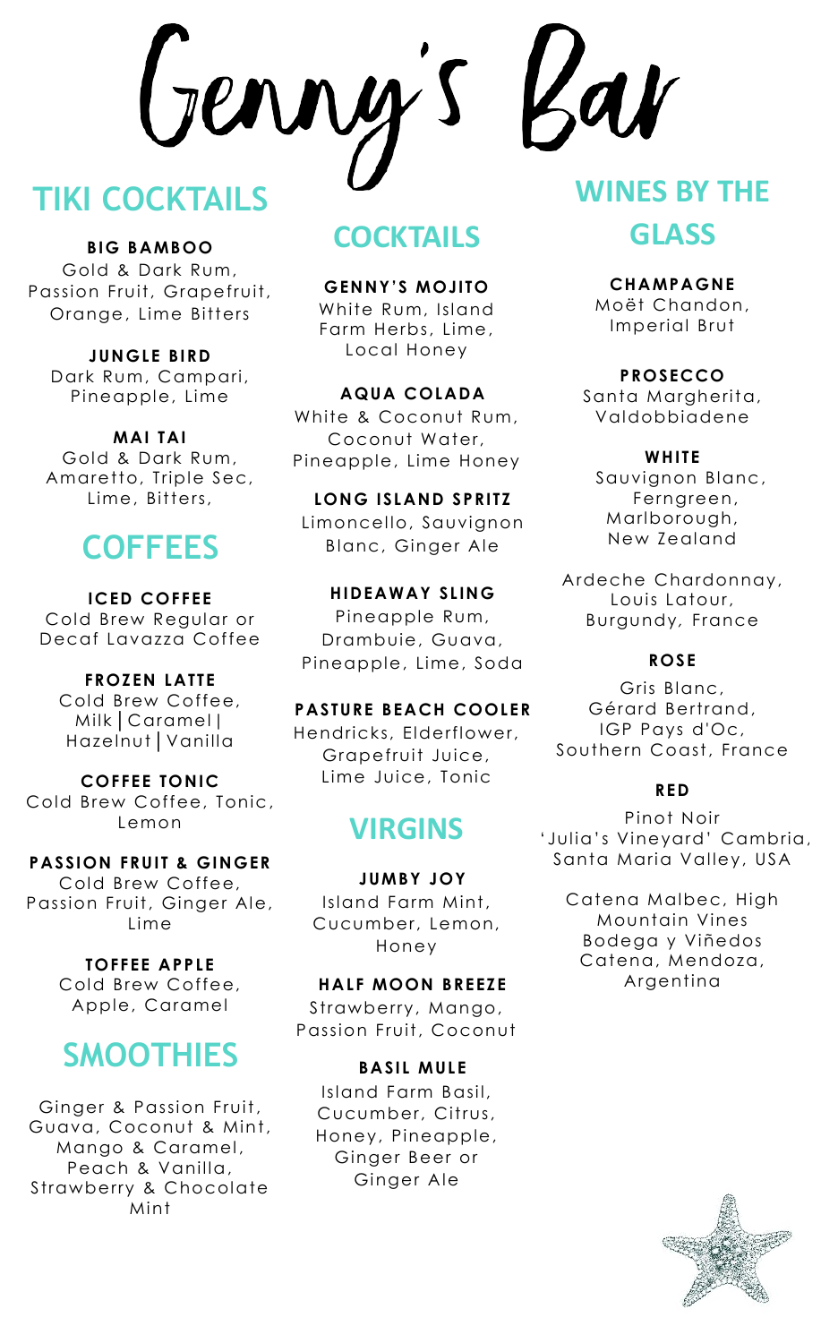# Genny's Bar

## TIKI COCKTAILS

**BIG BAMBOO**
Gold & Dark Rum, Passion Fruit, Grapefruit, Orange, Lime Bitters

**JUNGLE BIRD**
Dark Rum, Campari, Pineapple, Lime

**MAI TAI**
Gold & Dark Rum, Amaretto, Triple Sec, Lime, Bitters,

## COFFEES

**ICED COFFEE**
Cold Brew Regular or Decaf Lavazza Coffee

**FROZEN LATTE**
Cold Brew Coffee, Milk│Caramel| Hazelnut│Vanilla

**COFFEE TONIC**
Cold Brew Coffee, Tonic, Lemon

**PASSION FRUIT & GINGER**
Cold Brew Coffee, Passion Fruit, Ginger Ale, Lime

**TOFFEE APPLE**
Cold Brew Coffee, Apple, Caramel

## SMOOTHIES

Ginger & Passion Fruit, Guava, Coconut & Mint, Mango & Caramel, Peach & Vanilla, Strawberry & Chocolate Mint

## COCKTAILS

**GENNY'S MOJITO**
White Rum, Island Farm Herbs, Lime, Local Honey

**AQUA COLADA**
White & Coconut Rum, Coconut Water, Pineapple, Lime Honey

**LONG ISLAND SPRITZ**
Limoncello, Sauvignon Blanc, Ginger Ale

**HIDEAWAY SLING**
Pineapple Rum, Drambuie, Guava, Pineapple, Lime, Soda

**PASTURE BEACH COOLER**
Hendricks, Elderflower, Grapefruit Juice, Lime Juice, Tonic

## VIRGINS

**JUMBY JOY**
Island Farm Mint, Cucumber, Lemon, Honey

**HALF MOON BREEZE**
Strawberry, Mango, Passion Fruit, Coconut

**BASIL MULE**
Island Farm Basil, Cucumber, Citrus, Honey, Pineapple, Ginger Beer or Ginger Ale

## WINES BY THE GLASS

**CHAMPAGNE**
Moët Chandon, Imperial Brut

**PROSECCO**
Santa Margherita, Valdobbiadene

**WHITE**
Sauvignon Blanc, Ferngreen, Marlborough, New Zealand

Ardeche Chardonnay, Louis Latour, Burgundy, France

**ROSE**
Gris Blanc, Gérard Bertrand, IGP Pays d'Oc, Southern Coast, France

**RED**
Pinot Noir 'Julia's Vineyard' Cambria, Santa Maria Valley, USA

Catena Malbec, High Mountain Vines Bodega y Viñedos Catena, Mendoza, Argentina